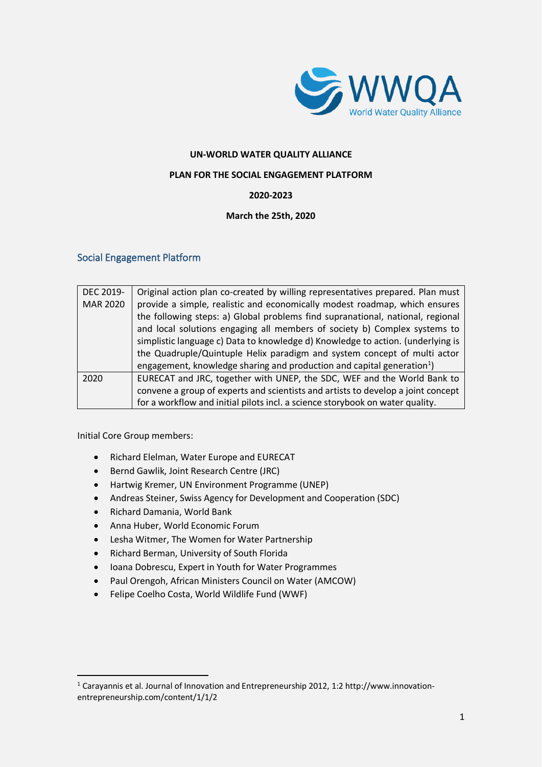**UN-WORLD WATER QUALITY ALLIANCE**

**PLAN FOR THE SOCIAL ENGAGEMENT PLATFORM**

**2020-2023**

**March the 25th, 2020**

## Social Engagement Platform

| | |
|---|---|
| DEC 2019-MAR 2020 | Original action plan co-created by willing representatives prepared. Plan must provide a simple, realistic and economically modest roadmap, which ensures the following steps: a) Global problems find supranational, national, regional and local solutions engaging all members of society b) Complex systems to simplistic language c) Data to knowledge d) Knowledge to action. (underlying is the Quadruple/Quintuple Helix paradigm and system concept of multi actor engagement, knowledge sharing and production and capital generation[1]) |
| 2020 | EURECAT and JRC, together with UNEP, the SDC, WEF and the World Bank to convene a group of experts and scientists and artists to develop a joint concept for a workflow and initial pilots incl. a science storybook on water quality. |

Initial Core Group members:

- Richard Elelman, Water Europe and EURECAT
- Bernd Gawlik, Joint Research Centre (JRC)
- Hartwig Kremer, UN Environment Programme (UNEP)
- Andreas Steiner, Swiss Agency for Development and Cooperation (SDC)
- Richard Damania, World Bank
- Anna Huber, World Economic Forum
- Lesha Witmer, The Women for Water Partnership
- Richard Berman, University of South Florida
- Ioana Dobrescu, Expert in Youth for Water Programmes
- Paul Orengoh, African Ministers Council on Water (AMCOW)
- Felipe Coelho Costa, World Wildlife Fund (WWF)

[1] Carayannis et al. Journal of Innovation and Entrepreneurship 2012, 1:2 http://www.innovation-entrepreneurship.com/content/1/1/2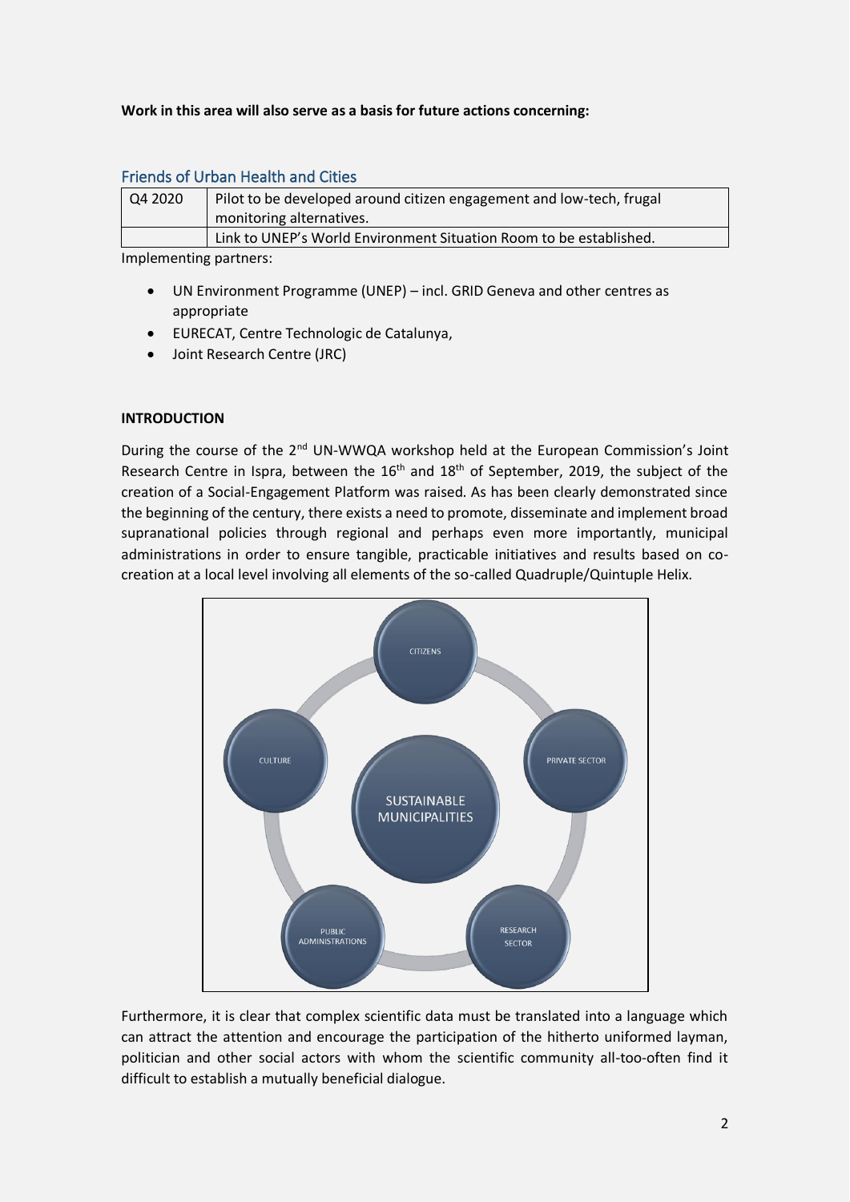**Work in this area will also serve as a basis for future actions concerning:**

## Friends of Urban Health and Cities

| | |
|---|---|
| Q4 2020 | Pilot to be developed around citizen engagement and low-tech, frugal monitoring alternatives. |
| | Link to UNEP's World Environment Situation Room to be established. |

Implementing partners:

- UN Environment Programme (UNEP) – incl. GRID Geneva and other centres as appropriate
- EURECAT, Centre Technologic de Catalunya,
- Joint Research Centre (JRC)

**INTRODUCTION**

During the course of the 2nd UN-WWQA workshop held at the European Commission's Joint Research Centre in Ispra, between the 16th and 18th of September, 2019, the subject of the creation of a Social-Engagement Platform was raised. As has been clearly demonstrated since the beginning of the century, there exists a need to promote, disseminate and implement broad supranational policies through regional and perhaps even more importantly, municipal administrations in order to ensure tangible, practicable initiatives and results based on co-creation at a local level involving all elements of the so-called Quadruple/Quintuple Helix.

CITIZENS
CULTURE
PRIVATE SECTOR
SUSTAINABLE MUNICIPALITIES
PUBLIC ADMINISTRATIONS
RESEARCH SECTOR

Furthermore, it is clear that complex scientific data must be translated into a language which can attract the attention and encourage the participation of the hitherto uniformed layman, politician and other social actors with whom the scientific community all-too-often find it difficult to establish a mutually beneficial dialogue.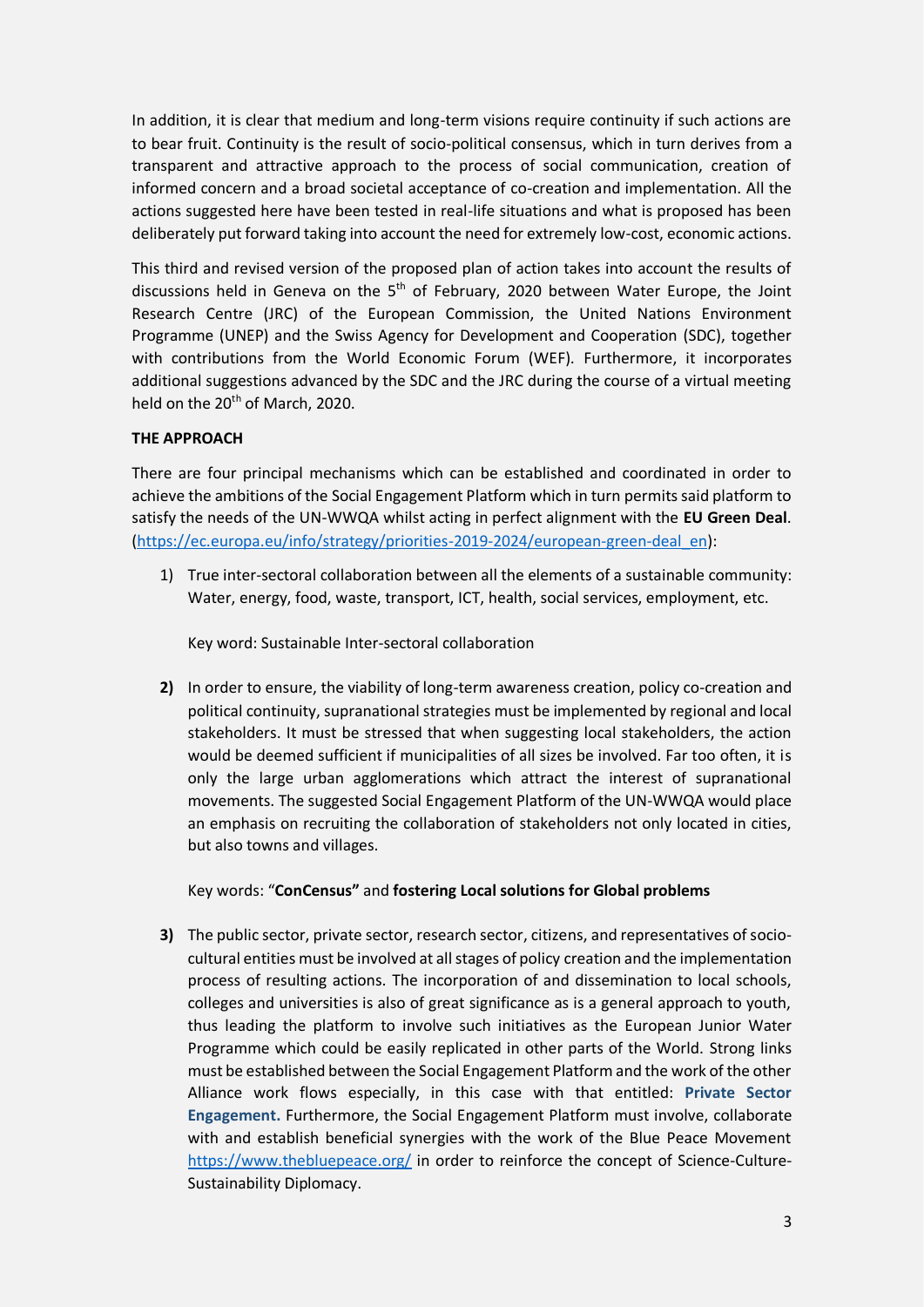In addition, it is clear that medium and long-term visions require continuity if such actions are to bear fruit. Continuity is the result of socio-political consensus, which in turn derives from a transparent and attractive approach to the process of social communication, creation of informed concern and a broad societal acceptance of co-creation and implementation. All the actions suggested here have been tested in real-life situations and what is proposed has been deliberately put forward taking into account the need for extremely low-cost, economic actions.

This third and revised version of the proposed plan of action takes into account the results of discussions held in Geneva on the 5th of February, 2020 between Water Europe, the Joint Research Centre (JRC) of the European Commission, the United Nations Environment Programme (UNEP) and the Swiss Agency for Development and Cooperation (SDC), together with contributions from the World Economic Forum (WEF). Furthermore, it incorporates additional suggestions advanced by the SDC and the JRC during the course of a virtual meeting held on the 20th of March, 2020.

**THE APPROACH**

There are four principal mechanisms which can be established and coordinated in order to achieve the ambitions of the Social Engagement Platform which in turn permits said platform to satisfy the needs of the UN-WWQA whilst acting in perfect alignment with the **EU Green Deal**. (https://ec.europa.eu/info/strategy/priorities-2019-2024/european-green-deal_en):

1) True inter-sectoral collaboration between all the elements of a sustainable community: Water, energy, food, waste, transport, ICT, health, social services, employment, etc.

   Key word: Sustainable Inter-sectoral collaboration

2) In order to ensure, the viability of long-term awareness creation, policy co-creation and political continuity, supranational strategies must be implemented by regional and local stakeholders. It must be stressed that when suggesting local stakeholders, the action would be deemed sufficient if municipalities of all sizes be involved. Far too often, it is only the large urban agglomerations which attract the interest of supranational movements. The suggested Social Engagement Platform of the UN-WWQA would place an emphasis on recruiting the collaboration of stakeholders not only located in cities, but also towns and villages.

   Key words: "**ConCensus"** and **fostering Local solutions for Global problems**

3) The public sector, private sector, research sector, citizens, and representatives of socio-cultural entities must be involved at all stages of policy creation and the implementation process of resulting actions. The incorporation of and dissemination to local schools, colleges and universities is also of great significance as is a general approach to youth, thus leading the platform to involve such initiatives as the European Junior Water Programme which could be easily replicated in other parts of the World. Strong links must be established between the Social Engagement Platform and the work of the other Alliance work flows especially, in this case with that entitled: **Private Sector Engagement.** Furthermore, the Social Engagement Platform must involve, collaborate with and establish beneficial synergies with the work of the Blue Peace Movement https://www.thebluepeace.org/ in order to reinforce the concept of Science-Culture-Sustainability Diplomacy.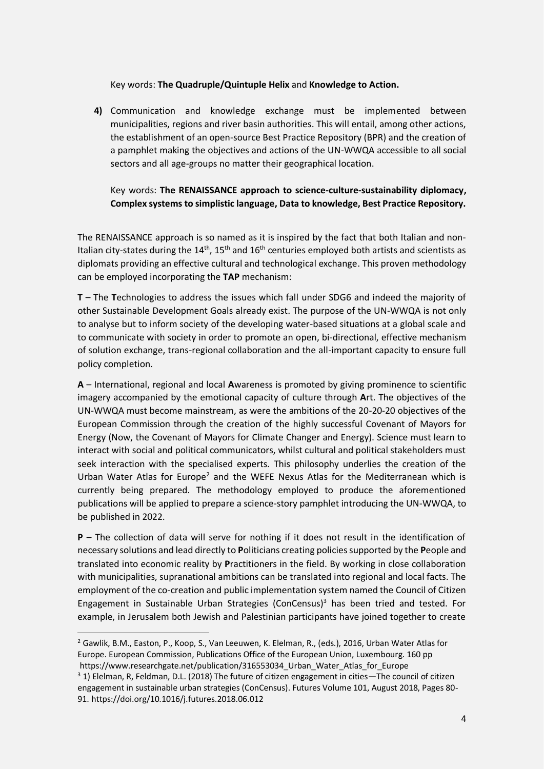Key words: **The Quadruple/Quintuple Helix** and **Knowledge to Action.**

**4)** Communication and knowledge exchange must be implemented between municipalities, regions and river basin authorities. This will entail, among other actions, the establishment of an open-source Best Practice Repository (BPR) and the creation of a pamphlet making the objectives and actions of the UN-WWQA accessible to all social sectors and all age-groups no matter their geographical location.

Key words: **The RENAISSANCE approach to science-culture-sustainability diplomacy, Complex systems to simplistic language, Data to knowledge, Best Practice Repository.**

The RENAISSANCE approach is so named as it is inspired by the fact that both Italian and non-Italian city-states during the 14th, 15th and 16th centuries employed both artists and scientists as diplomats providing an effective cultural and technological exchange. This proven methodology can be employed incorporating the **TAP** mechanism:

**T** – The **T**echnologies to address the issues which fall under SDG6 and indeed the majority of other Sustainable Development Goals already exist. The purpose of the UN-WWQA is not only to analyse but to inform society of the developing water-based situations at a global scale and to communicate with society in order to promote an open, bi-directional, effective mechanism of solution exchange, trans-regional collaboration and the all-important capacity to ensure full policy completion.

**A** – International, regional and local **A**wareness is promoted by giving prominence to scientific imagery accompanied by the emotional capacity of culture through **A**rt. The objectives of the UN-WWQA must become mainstream, as were the ambitions of the 20-20-20 objectives of the European Commission through the creation of the highly successful Covenant of Mayors for Energy (Now, the Covenant of Mayors for Climate Changer and Energy). Science must learn to interact with social and political communicators, whilst cultural and political stakeholders must seek interaction with the specialised experts. This philosophy underlies the creation of the Urban Water Atlas for Europe[2] and the WEFE Nexus Atlas for the Mediterranean which is currently being prepared. The methodology employed to produce the aforementioned publications will be applied to prepare a science-story pamphlet introducing the UN-WWQA, to be published in 2022.

**P** – The collection of data will serve for nothing if it does not result in the identification of necessary solutions and lead directly to **P**oliticians creating policies supported by the **P**eople and translated into economic reality by **P**ractitioners in the field. By working in close collaboration with municipalities, supranational ambitions can be translated into regional and local facts. The employment of the co-creation and public implementation system named the Council of Citizen Engagement in Sustainable Urban Strategies (ConCensus)[3] has been tried and tested. For example, in Jerusalem both Jewish and Palestinian participants have joined together to create

---

[2] Gawlik, B.M., Easton, P., Koop, S., Van Leeuwen, K. Elelman, R., (eds.), 2016, Urban Water Atlas for Europe. European Commission, Publications Office of the European Union, Luxembourg. 160 pp https://www.researchgate.net/publication/316553034_Urban_Water_Atlas_for_Europe

[3] 1) Elelman, R, Feldman, D.L. (2018) The future of citizen engagement in cities—The council of citizen engagement in sustainable urban strategies (ConCensus). Futures Volume 101, August 2018, Pages 80-91. https://doi.org/10.1016/j.futures.2018.06.012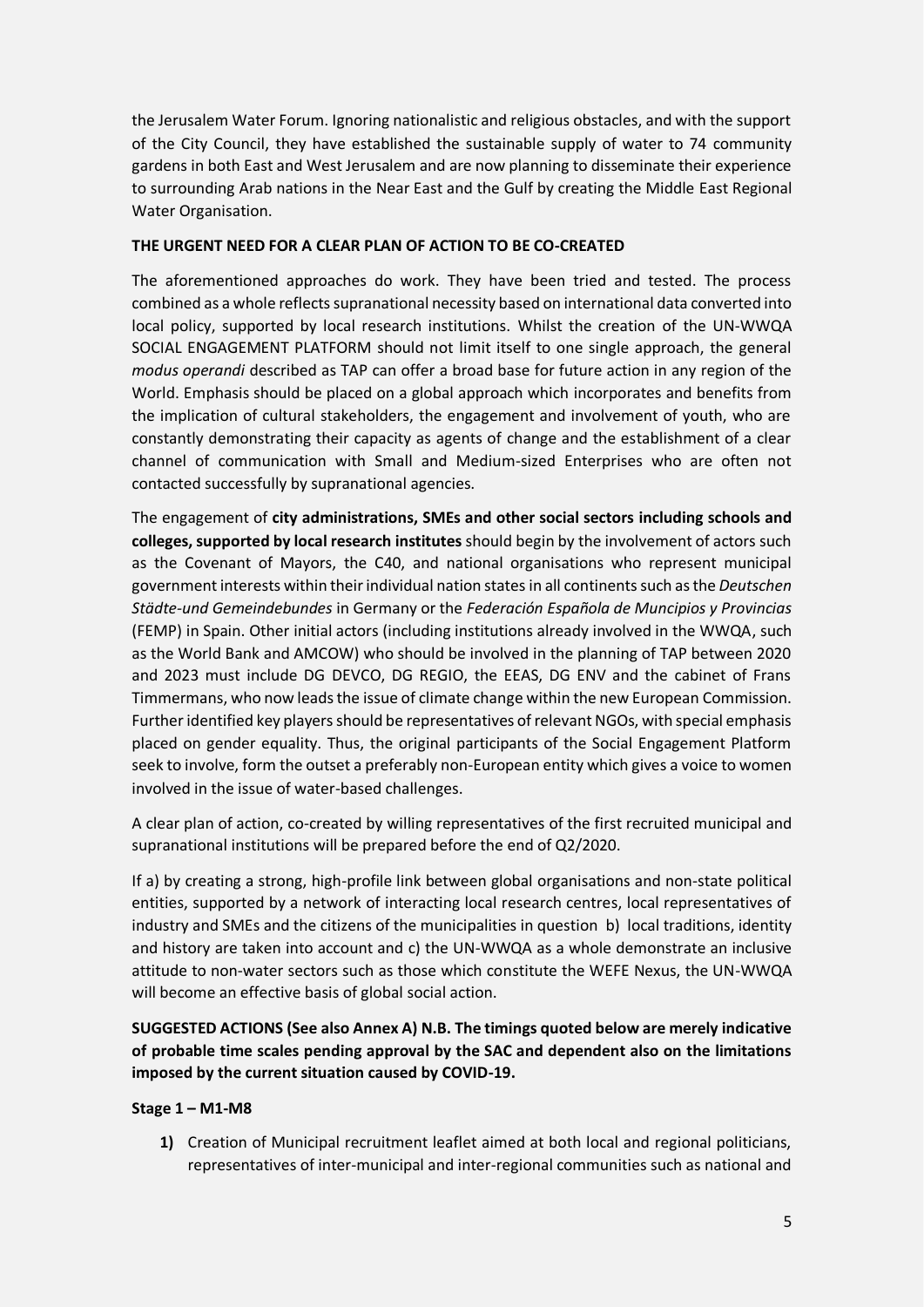the Jerusalem Water Forum. Ignoring nationalistic and religious obstacles, and with the support of the City Council, they have established the sustainable supply of water to 74 community gardens in both East and West Jerusalem and are now planning to disseminate their experience to surrounding Arab nations in the Near East and the Gulf by creating the Middle East Regional Water Organisation.

**THE URGENT NEED FOR A CLEAR PLAN OF ACTION TO BE CO-CREATED**

The aforementioned approaches do work. They have been tried and tested. The process combined as a whole reflects supranational necessity based on international data converted into local policy, supported by local research institutions. Whilst the creation of the UN-WWQA SOCIAL ENGAGEMENT PLATFORM should not limit itself to one single approach, the general *modus operandi* described as TAP can offer a broad base for future action in any region of the World. Emphasis should be placed on a global approach which incorporates and benefits from the implication of cultural stakeholders, the engagement and involvement of youth, who are constantly demonstrating their capacity as agents of change and the establishment of a clear channel of communication with Small and Medium-sized Enterprises who are often not contacted successfully by supranational agencies.

The engagement of **city administrations, SMEs and other social sectors including schools and colleges, supported by local research institutes** should begin by the involvement of actors such as the Covenant of Mayors, the C40, and national organisations who represent municipal government interests within their individual nation states in all continents such as the *Deutschen Städte-und Gemeindebundes* in Germany or the *Federación Española de Muncipios y Provincias* (FEMP) in Spain. Other initial actors (including institutions already involved in the WWQA, such as the World Bank and AMCOW) who should be involved in the planning of TAP between 2020 and 2023 must include DG DEVCO, DG REGIO, the EEAS, DG ENV and the cabinet of Frans Timmermans, who now leads the issue of climate change within the new European Commission. Further identified key players should be representatives of relevant NGOs, with special emphasis placed on gender equality. Thus, the original participants of the Social Engagement Platform seek to involve, form the outset a preferably non-European entity which gives a voice to women involved in the issue of water-based challenges.

A clear plan of action, co-created by willing representatives of the first recruited municipal and supranational institutions will be prepared before the end of Q2/2020.

If a) by creating a strong, high-profile link between global organisations and non-state political entities, supported by a network of interacting local research centres, local representatives of industry and SMEs and the citizens of the municipalities in question b) local traditions, identity and history are taken into account and c) the UN-WWQA as a whole demonstrate an inclusive attitude to non-water sectors such as those which constitute the WEFE Nexus, the UN-WWQA will become an effective basis of global social action.

**SUGGESTED ACTIONS (See also Annex A) N.B. The timings quoted below are merely indicative of probable time scales pending approval by the SAC and dependent also on the limitations imposed by the current situation caused by COVID-19.**

**Stage 1 – M1-M8**

1) Creation of Municipal recruitment leaflet aimed at both local and regional politicians, representatives of inter-municipal and inter-regional communities such as national and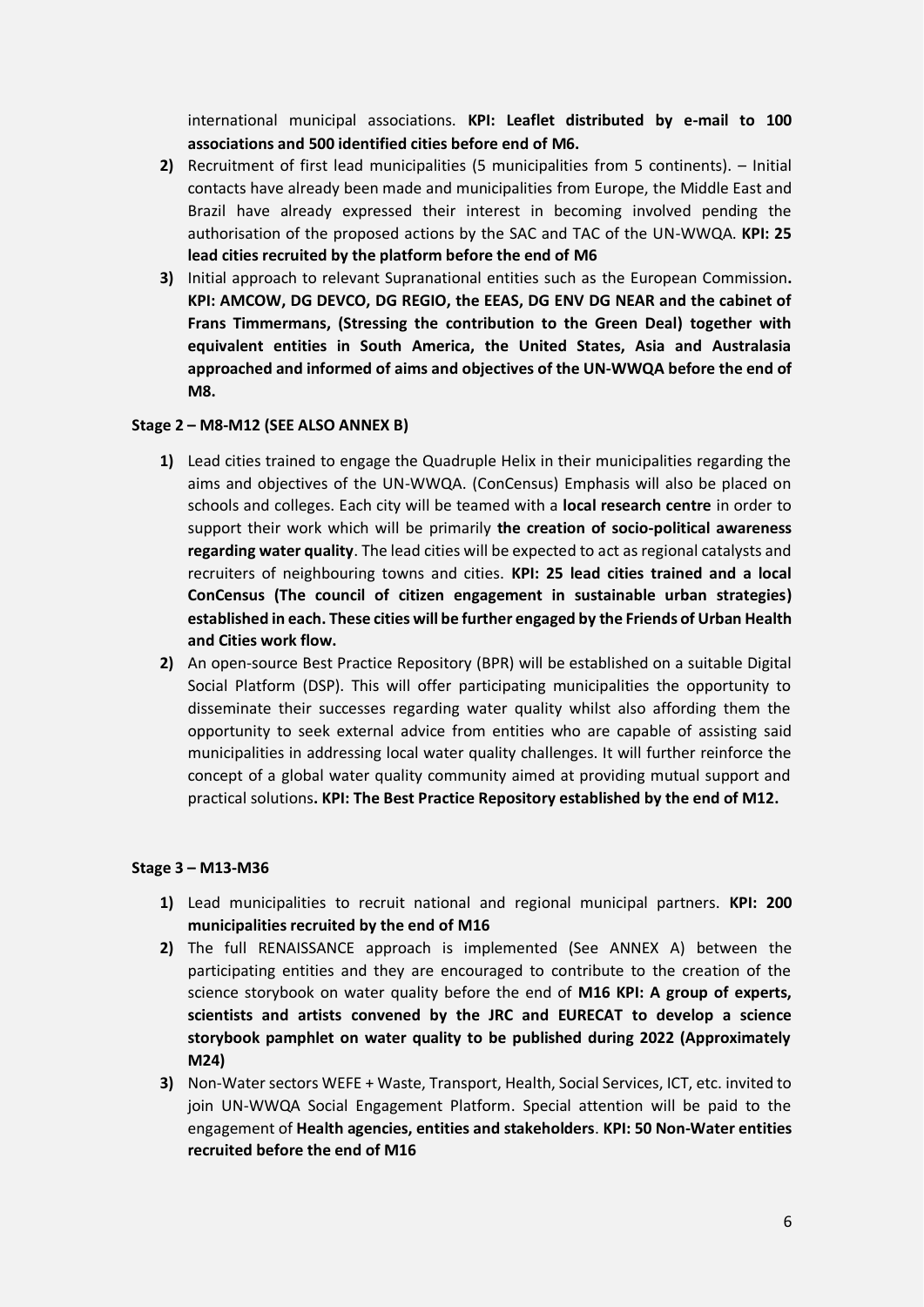international municipal associations. **KPI: Leaflet distributed by e-mail to 100 associations and 500 identified cities before end of M6.**

2) Recruitment of first lead municipalities (5 municipalities from 5 continents). – Initial contacts have already been made and municipalities from Europe, the Middle East and Brazil have already expressed their interest in becoming involved pending the authorisation of the proposed actions by the SAC and TAC of the UN-WWQA. **KPI: 25 lead cities recruited by the platform before the end of M6**
3) Initial approach to relevant Supranational entities such as the European Commission**. KPI: AMCOW, DG DEVCO, DG REGIO, the EEAS, DG ENV DG NEAR and the cabinet of Frans Timmermans, (Stressing the contribution to the Green Deal) together with equivalent entities in South America, the United States, Asia and Australasia approached and informed of aims and objectives of the UN-WWQA before the end of M8.**

**Stage 2 – M8-M12 (SEE ALSO ANNEX B)**

1) Lead cities trained to engage the Quadruple Helix in their municipalities regarding the aims and objectives of the UN-WWQA. (ConCensus) Emphasis will also be placed on schools and colleges. Each city will be teamed with a **local research centre** in order to support their work which will be primarily **the creation of socio-political awareness regarding water quality**. The lead cities will be expected to act as regional catalysts and recruiters of neighbouring towns and cities. **KPI: 25 lead cities trained and a local ConCensus (The council of citizen engagement in sustainable urban strategies) established in each. These cities will be further engaged by the Friends of Urban Health and Cities work flow.**
2) An open-source Best Practice Repository (BPR) will be established on a suitable Digital Social Platform (DSP). This will offer participating municipalities the opportunity to disseminate their successes regarding water quality whilst also affording them the opportunity to seek external advice from entities who are capable of assisting said municipalities in addressing local water quality challenges. It will further reinforce the concept of a global water quality community aimed at providing mutual support and practical solutions**. KPI: The Best Practice Repository established by the end of M12.**

**Stage 3 – M13-M36**

1) Lead municipalities to recruit national and regional municipal partners. **KPI: 200 municipalities recruited by the end of M16**
2) The full RENAISSANCE approach is implemented (See ANNEX A) between the participating entities and they are encouraged to contribute to the creation of the science storybook on water quality before the end of **M16 KPI: A group of experts, scientists and artists convened by the JRC and EURECAT to develop a science storybook pamphlet on water quality to be published during 2022 (Approximately M24)**
3) Non-Water sectors WEFE + Waste, Transport, Health, Social Services, ICT, etc. invited to join UN-WWQA Social Engagement Platform. Special attention will be paid to the engagement of **Health agencies, entities and stakeholders**. **KPI: 50 Non-Water entities recruited before the end of M16**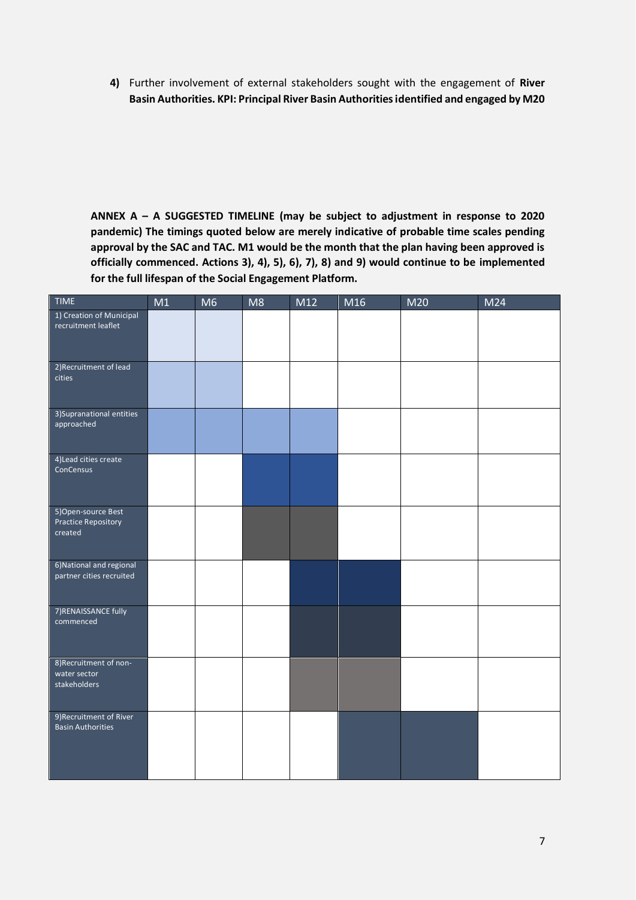**4)** Further involvement of external stakeholders sought with the engagement of **River Basin Authorities. KPI: Principal River Basin Authorities identified and engaged by M20**

**ANNEX A – A SUGGESTED TIMELINE (may be subject to adjustment in response to 2020 pandemic) The timings quoted below are merely indicative of probable time scales pending approval by the SAC and TAC. M1 would be the month that the plan having been approved is officially commenced. Actions 3), 4), 5), 6), 7), 8) and 9) would continue to be implemented for the full lifespan of the Social Engagement Platform.**

| TIME | M1 | M6 | M8 | M12 | M16 | M20 | M24 |
|---|---|---|---|---|---|---|---|
| 1) Creation of Municipal recruitment leaflet | | | | | | | |
| 2)Recruitment of lead cities | | | | | | | |
| 3)Supranational entities approached | | | | | | | |
| 4)Lead cities create ConCensus | | | | | | | |
| 5)Open-source Best Practice Repository created | | | | | | | |
| 6)National and regional partner cities recruited | | | | | | | |
| 7)RENAISSANCE fully commenced | | | | | | | |
| 8)Recruitment of non-water sector stakeholders | | | | | | | |
| 9)Recruitment of River Basin Authorities | | | | | | | |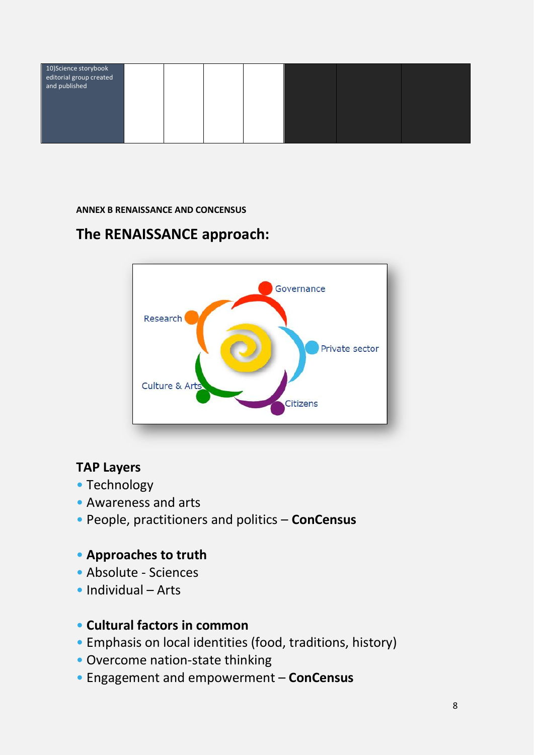| | | | | | | | |
|---|---|---|---|---|---|---|---|
| 10)Science storybook editorial group created and published | | | | | | | |

**ANNEX B RENAISSANCE AND CONCENSUS**

## The RENAISSANCE approach:

Governance
Research
Private sector
Culture & Arts
Citizens

### TAP Layers

- Technology
- Awareness and arts
- People, practitioners and politics – **ConCensus**

- **Approaches to truth**
- Absolute - Sciences
- Individual – Arts

- **Cultural factors in common**
- Emphasis on local identities (food, traditions, history)
- Overcome nation-state thinking
- Engagement and empowerment – **ConCensus**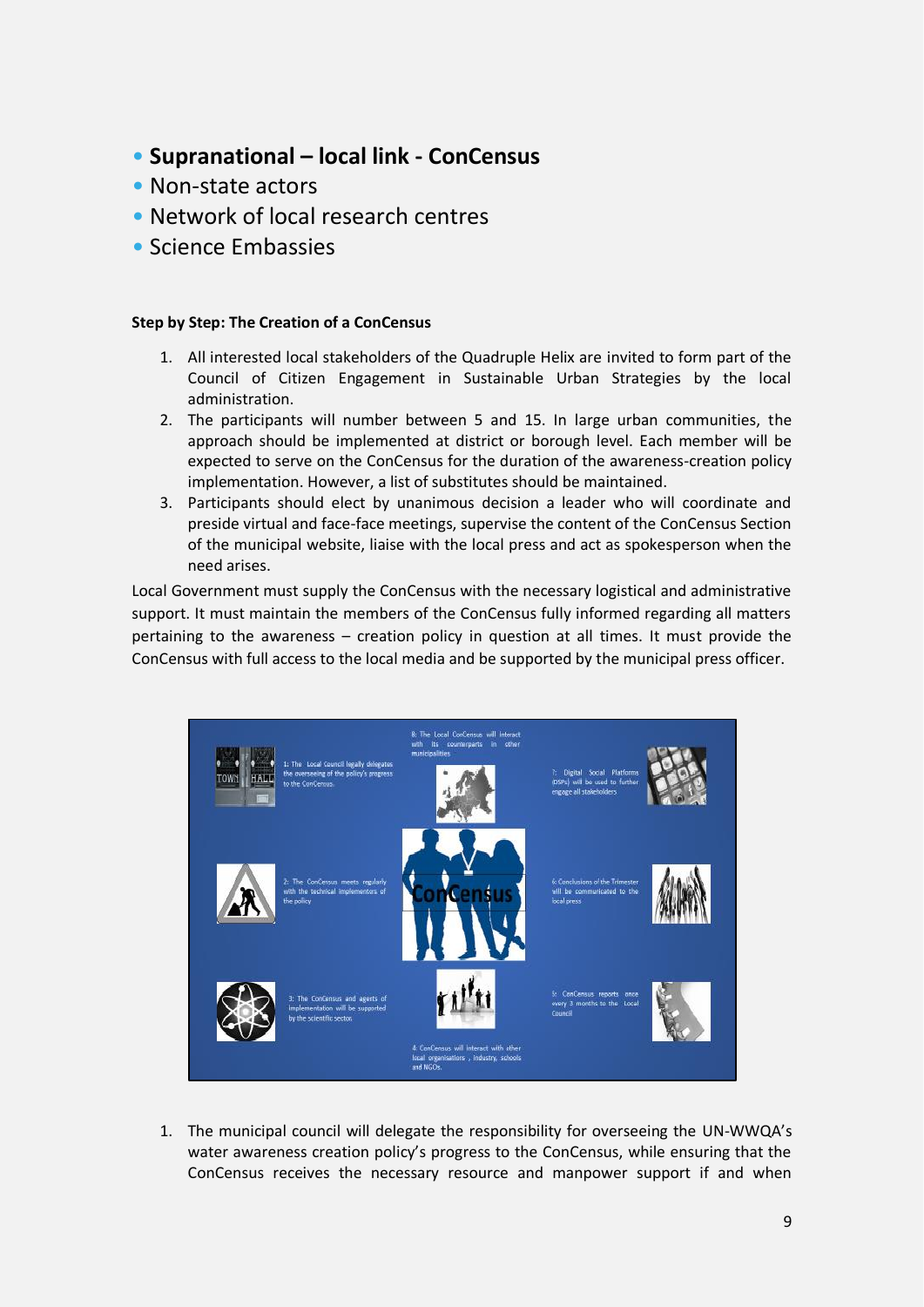- **Supranational – local link - ConCensus**
- Non-state actors
- Network of local research centres
- Science Embassies

**Step by Step: The Creation of a ConCensus**

1. All interested local stakeholders of the Quadruple Helix are invited to form part of the Council of Citizen Engagement in Sustainable Urban Strategies by the local administration.
2. The participants will number between 5 and 15. In large urban communities, the approach should be implemented at district or borough level. Each member will be expected to serve on the ConCensus for the duration of the awareness-creation policy implementation. However, a list of substitutes should be maintained.
3. Participants should elect by unanimous decision a leader who will coordinate and preside virtual and face-face meetings, supervise the content of the ConCensus Section of the municipal website, liaise with the local press and act as spokesperson when the need arises.

Local Government must supply the ConCensus with the necessary logistical and administrative support. It must maintain the members of the ConCensus fully informed regarding all matters pertaining to the awareness – creation policy in question at all times. It must provide the ConCensus with full access to the local media and be supported by the municipal press officer.

1: The Local Council legally delegates the overseeing of the policy's progress to the ConCensus.

2: The ConCensus meets regularly with the technical implementors of the policy

3: The ConCensus and agents of implementation will be supported by the scientific sector.

4: ConCensus will interact with other local organisations , industry, schools and NGOs.

5: ConCensus reports once every 3 months to the Local Council

6: Conclusions of the Trimester will be communicated to the local press

7: Digital Social Platforms (DSPs) will be used to further engage all stakeholders

8: The Local ConCensus will interact with its counterparts in other municipalities

ConCensus

1. The municipal council will delegate the responsibility for overseeing the UN-WWQA's water awareness creation policy's progress to the ConCensus, while ensuring that the ConCensus receives the necessary resource and manpower support if and when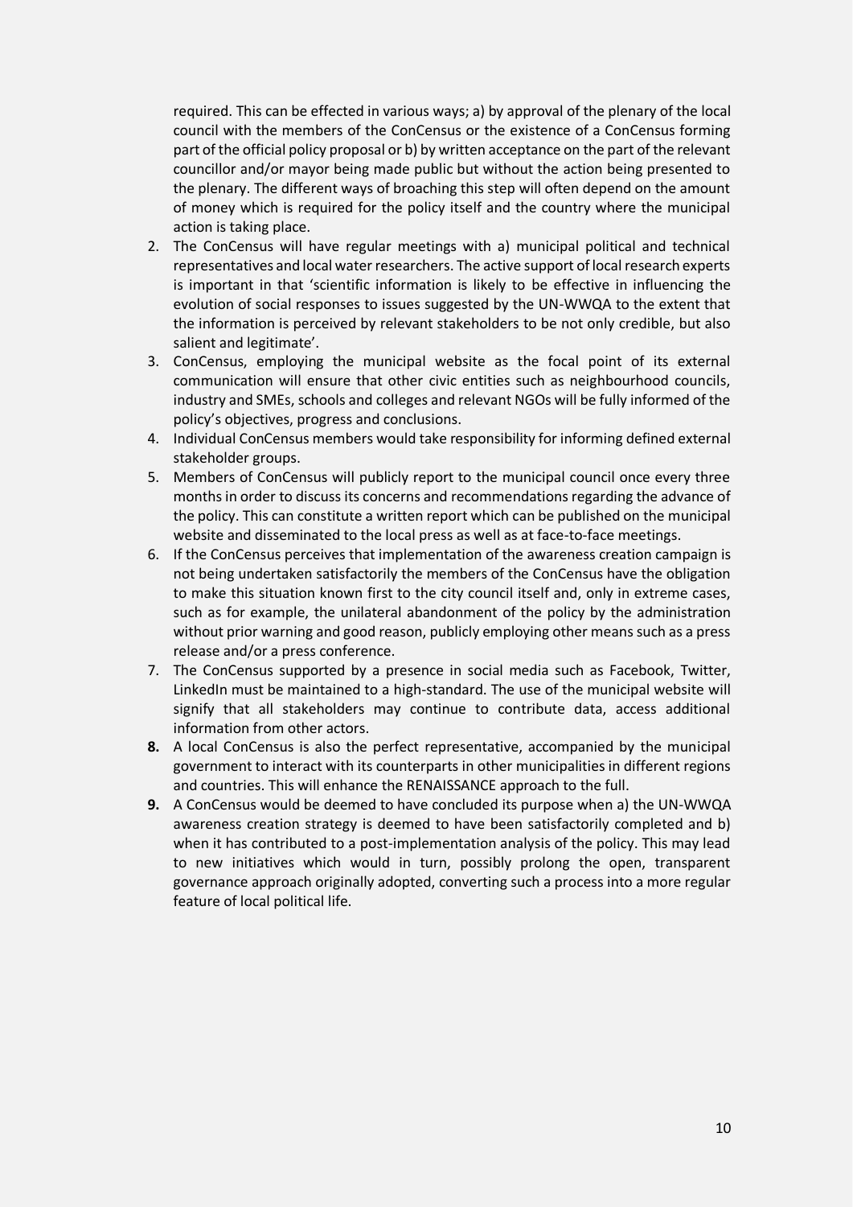required. This can be effected in various ways; a) by approval of the plenary of the local council with the members of the ConCensus or the existence of a ConCensus forming part of the official policy proposal or b) by written acceptance on the part of the relevant councillor and/or mayor being made public but without the action being presented to the plenary. The different ways of broaching this step will often depend on the amount of money which is required for the policy itself and the country where the municipal action is taking place.

2. The ConCensus will have regular meetings with a) municipal political and technical representatives and local water researchers. The active support of local research experts is important in that 'scientific information is likely to be effective in influencing the evolution of social responses to issues suggested by the UN-WWQA to the extent that the information is perceived by relevant stakeholders to be not only credible, but also salient and legitimate'.
3. ConCensus, employing the municipal website as the focal point of its external communication will ensure that other civic entities such as neighbourhood councils, industry and SMEs, schools and colleges and relevant NGOs will be fully informed of the policy's objectives, progress and conclusions.
4. Individual ConCensus members would take responsibility for informing defined external stakeholder groups.
5. Members of ConCensus will publicly report to the municipal council once every three months in order to discuss its concerns and recommendations regarding the advance of the policy. This can constitute a written report which can be published on the municipal website and disseminated to the local press as well as at face-to-face meetings.
6. If the ConCensus perceives that implementation of the awareness creation campaign is not being undertaken satisfactorily the members of the ConCensus have the obligation to make this situation known first to the city council itself and, only in extreme cases, such as for example, the unilateral abandonment of the policy by the administration without prior warning and good reason, publicly employing other means such as a press release and/or a press conference.
7. The ConCensus supported by a presence in social media such as Facebook, Twitter, LinkedIn must be maintained to a high-standard. The use of the municipal website will signify that all stakeholders may continue to contribute data, access additional information from other actors.
8. A local ConCensus is also the perfect representative, accompanied by the municipal government to interact with its counterparts in other municipalities in different regions and countries. This will enhance the RENAISSANCE approach to the full.
9. A ConCensus would be deemed to have concluded its purpose when a) the UN-WWQA awareness creation strategy is deemed to have been satisfactorily completed and b) when it has contributed to a post-implementation analysis of the policy. This may lead to new initiatives which would in turn, possibly prolong the open, transparent governance approach originally adopted, converting such a process into a more regular feature of local political life.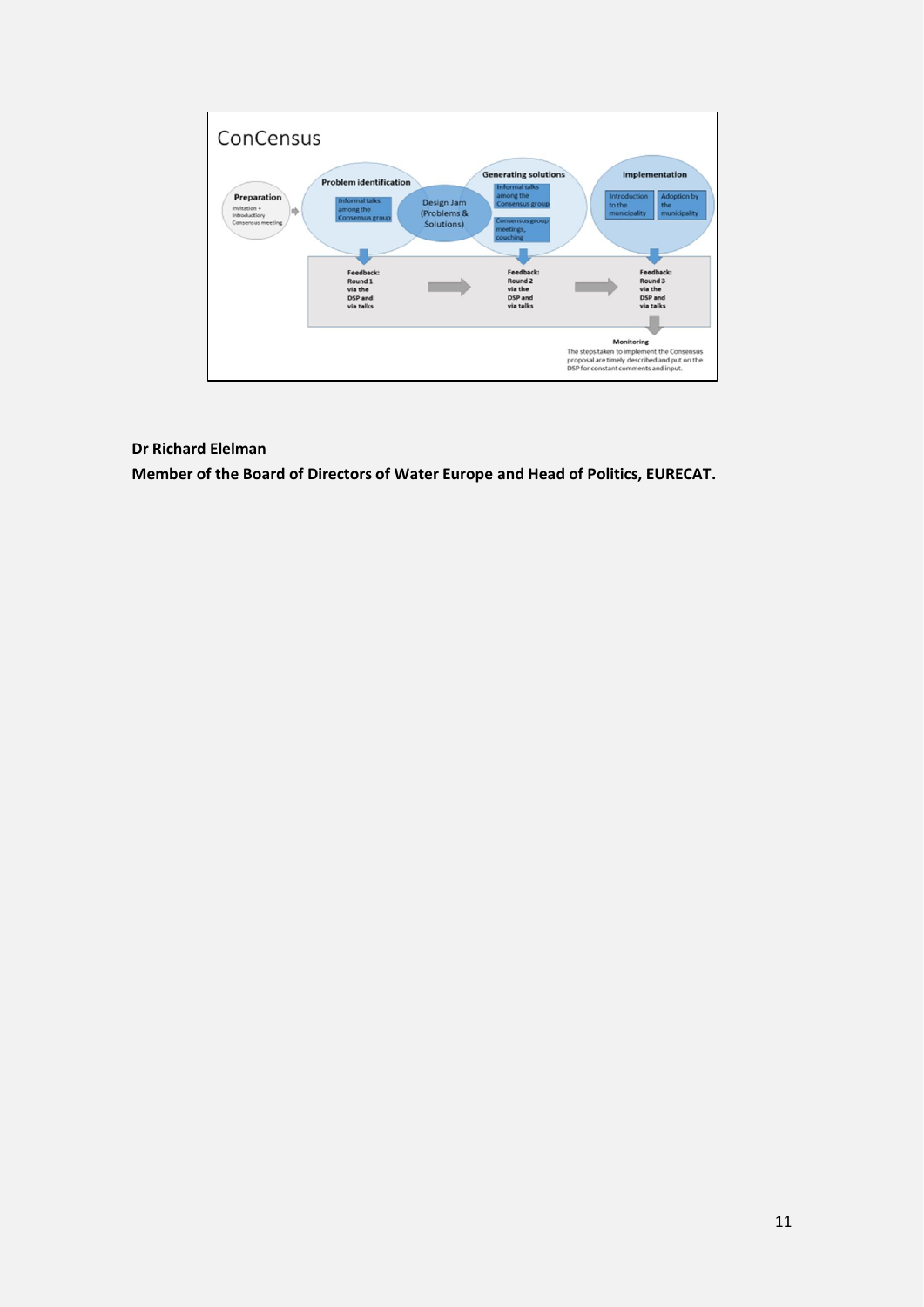ConCensus

Preparation
Invitation + Introductory Consensus meeting

Problem identification
Informal talks among the Consensus group

Design Jam (Problems & Solutions)

Generating solutions
Informal talks among the Consensus group
Consensus group meetings, coaching

Implementation
Introduction to the municipality
Adoption by the municipality

Feedback: Round 1 via the DSP and via talks

Feedback: Round 2 via the DSP and via talks

Feedback: Round 3 via the DSP and via talks

Monitoring
The steps taken to implement the Consensus proposal are timely described and put on the DSP for constant comments and input.

**Dr Richard Elelman**

**Member of the Board of Directors of Water Europe and Head of Politics, EURECAT.**